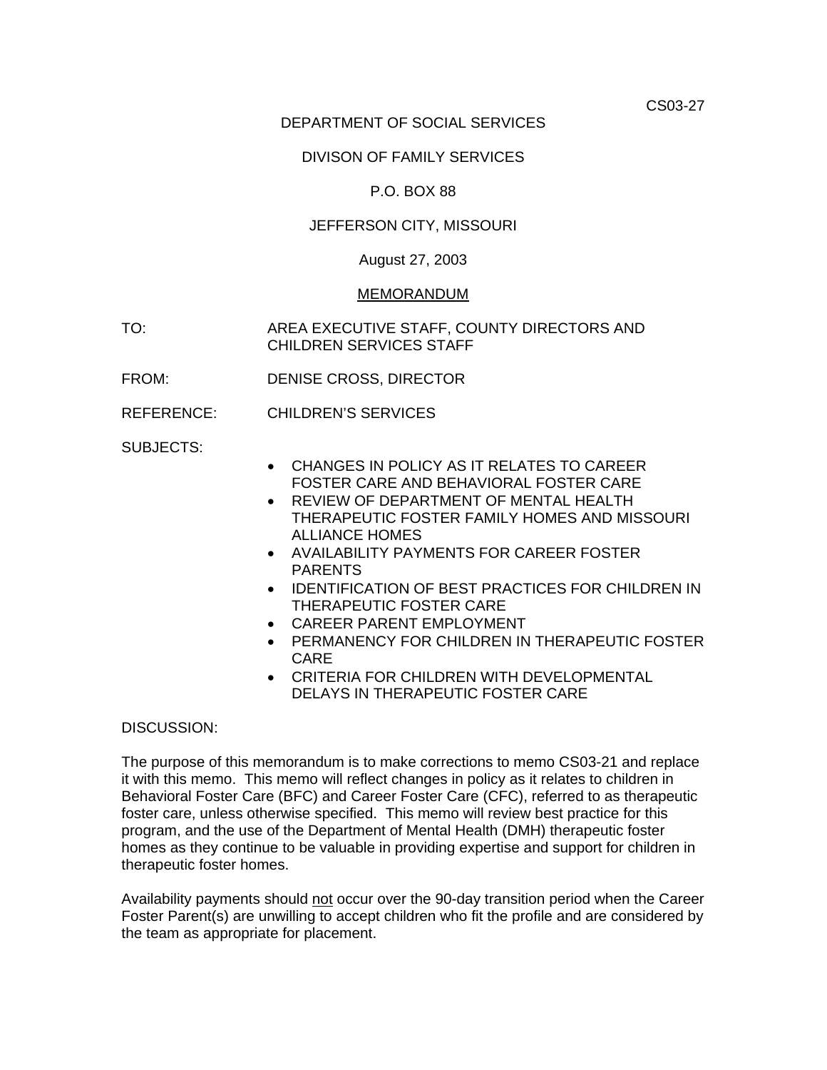CS03-27

DEPARTMENT OF SOCIAL SERVICES

DIVISON OF FAMILY SERVICES

P.O. BOX 88

JEFFERSON CITY, MISSOURI

August 27, 2003

<u>MEMORANDUM</u>

TO: AREA EXECUTIVE STAFF, COUNTY DIRECTORS AND CHILDREN SERVICES STAFF

FROM: DENISE CROSS, DIRECTOR

REFERENCE: CHILDREN'S SERVICES

SUBJECTS:

- CHANGES IN POLICY AS IT RELATES TO CAREER FOSTER CARE AND BEHAVIORAL FOSTER CARE
- REVIEW OF DEPARTMENT OF MENTAL HEALTH THERAPEUTIC FOSTER FAMILY HOMES AND MISSOURI ALLIANCE HOMES
- AVAILABILITY PAYMENTS FOR CAREER FOSTER PARENTS
- IDENTIFICATION OF BEST PRACTICES FOR CHILDREN IN THERAPEUTIC FOSTER CARE
- CAREER PARENT EMPLOYMENT
- PERMANENCY FOR CHILDREN IN THERAPEUTIC FOSTER CARE
- CRITERIA FOR CHILDREN WITH DEVELOPMENTAL DELAYS IN THERAPEUTIC FOSTER CARE

DISCUSSION:

The purpose of this memorandum is to make corrections to memo CS03-21 and replace it with this memo. This memo will reflect changes in policy as it relates to children in Behavioral Foster Care (BFC) and Career Foster Care (CFC), referred to as therapeutic foster care, unless otherwise specified. This memo will review best practice for this program, and the use of the Department of Mental Health (DMH) therapeutic foster homes as they continue to be valuable in providing expertise and support for children in therapeutic foster homes.

Availability payments should <u>not</u> occur over the 90-day transition period when the Career Foster Parent(s) are unwilling to accept children who fit the profile and are considered by the team as appropriate for placement.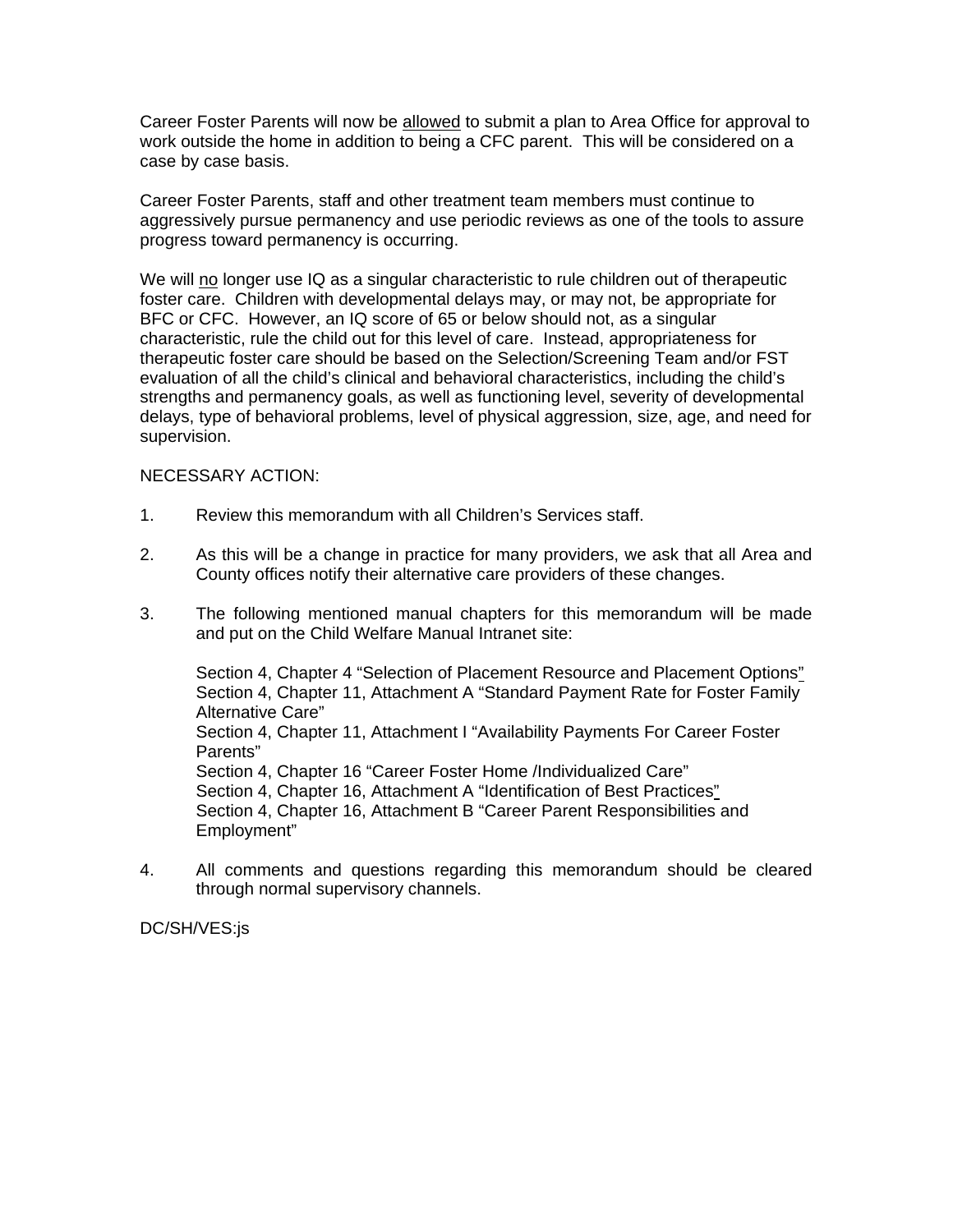Career Foster Parents will now be <u>allowed</u> to submit a plan to Area Office for approval to work outside the home in addition to being a CFC parent. This will be considered on a case by case basis.

Career Foster Parents, staff and other treatment team members must continue to aggressively pursue permanency and use periodic reviews as one of the tools to assure progress toward permanency is occurring.

We will <u>no</u> longer use IQ as a singular characteristic to rule children out of therapeutic foster care. Children with developmental delays may, or may not, be appropriate for BFC or CFC. However, an IQ score of 65 or below should not, as a singular characteristic, rule the child out for this level of care. Instead, appropriateness for therapeutic foster care should be based on the Selection/Screening Team and/or FST evaluation of all the child's clinical and behavioral characteristics, including the child's strengths and permanency goals, as well as functioning level, severity of developmental delays, type of behavioral problems, level of physical aggression, size, age, and need for supervision.

NECESSARY ACTION:

1. Review this memorandum with all Children's Services staff.

2. As this will be a change in practice for many providers, we ask that all Area and County offices notify their alternative care providers of these changes.

3. The following mentioned manual chapters for this memorandum will be made and put on the Child Welfare Manual Intranet site:

   Section 4, Chapter 4 "Selection of Placement Resource and Placement Options"
   Section 4, Chapter 11, Attachment A "Standard Payment Rate for Foster Family Alternative Care"
   Section 4, Chapter 11, Attachment I "Availability Payments For Career Foster Parents"
   Section 4, Chapter 16 "Career Foster Home /Individualized Care"
   Section 4, Chapter 16, Attachment A "Identification of Best Practices"
   Section 4, Chapter 16, Attachment B "Career Parent Responsibilities and Employment"

4. All comments and questions regarding this memorandum should be cleared through normal supervisory channels.

DC/SH/VES:js